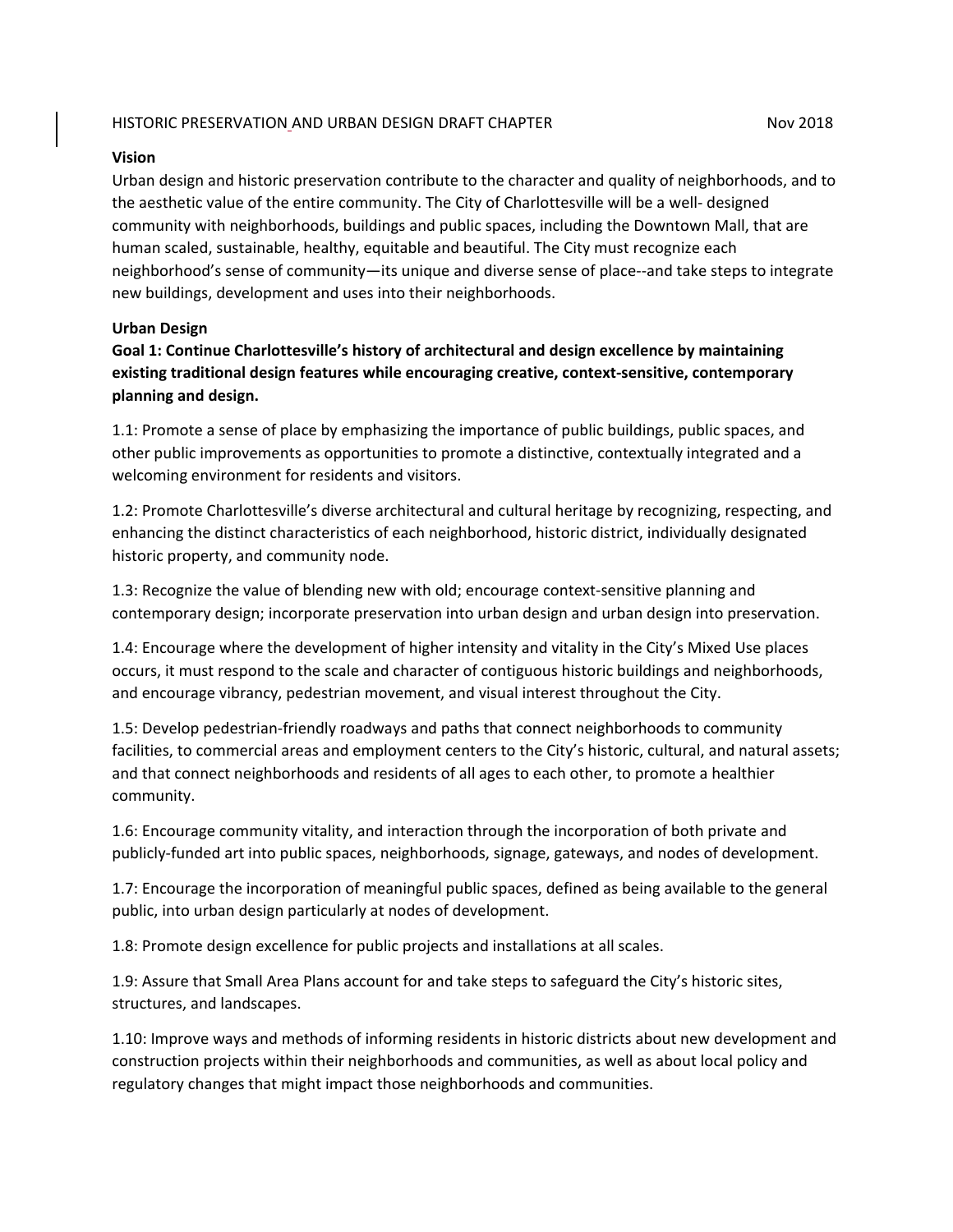# HISTORIC PRESERVATION AND URBAN DESIGN DRAFT CHAPTER

Nov 2018

## Vision

Urban design and historic preservation contribute to the character and quality of neighborhoods, and to the aesthetic value of the entire community. The City of Charlottesville will be a well- designed community with neighborhoods, buildings and public spaces, including the Downtown Mall, that are human scaled, sustainable, healthy, equitable and beautiful. The City must recognize each neighborhood's sense of community—its unique and diverse sense of place--and take steps to integrate new buildings, development and uses into their neighborhoods.

## Urban Design

### Goal 1: Continue Charlottesville's history of architectural and design excellence by maintaining existing traditional design features while encouraging creative, context-sensitive, contemporary planning and design.

1.1: Promote a sense of place by emphasizing the importance of public buildings, public spaces, and other public improvements as opportunities to promote a distinctive, contextually integrated and a welcoming environment for residents and visitors.

1.2: Promote Charlottesville's diverse architectural and cultural heritage by recognizing, respecting, and enhancing the distinct characteristics of each neighborhood, historic district, individually designated historic property, and community node.

1.3: Recognize the value of blending new with old; encourage context-sensitive planning and contemporary design; incorporate preservation into urban design and urban design into preservation.

1.4: Encourage where the development of higher intensity and vitality in the City's Mixed Use places occurs, it must respond to the scale and character of contiguous historic buildings and neighborhoods, and encourage vibrancy, pedestrian movement, and visual interest throughout the City.

1.5: Develop pedestrian-friendly roadways and paths that connect neighborhoods to community facilities, to commercial areas and employment centers to the City's historic, cultural, and natural assets; and that connect neighborhoods and residents of all ages to each other, to promote a healthier community.

1.6: Encourage community vitality, and interaction through the incorporation of both private and publicly-funded art into public spaces, neighborhoods, signage, gateways, and nodes of development.

1.7: Encourage the incorporation of meaningful public spaces, defined as being available to the general public, into urban design particularly at nodes of development.

1.8: Promote design excellence for public projects and installations at all scales.

1.9: Assure that Small Area Plans account for and take steps to safeguard the City's historic sites, structures, and landscapes.

1.10: Improve ways and methods of informing residents in historic districts about new development and construction projects within their neighborhoods and communities, as well as about local policy and regulatory changes that might impact those neighborhoods and communities.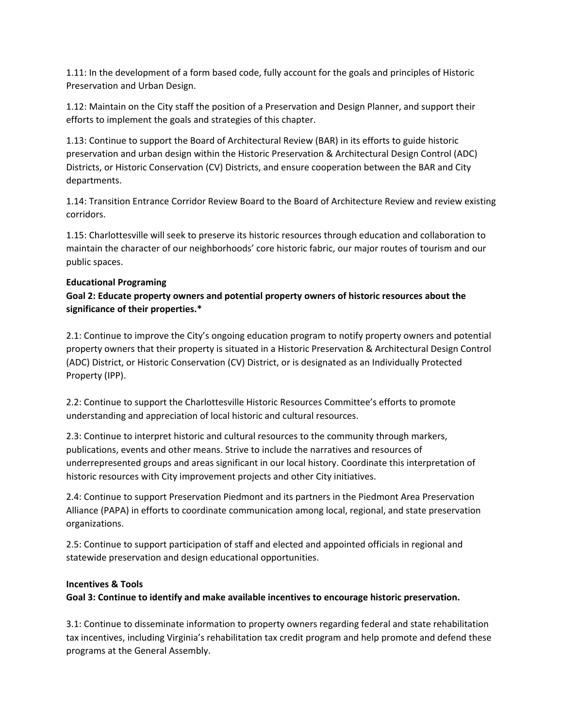1.11: In the development of a form based code, fully account for the goals and principles of Historic Preservation and Urban Design.

1.12: Maintain on the City staff the position of a Preservation and Design Planner, and support their efforts to implement the goals and strategies of this chapter.

1.13: Continue to support the Board of Architectural Review (BAR) in its efforts to guide historic preservation and urban design within the Historic Preservation & Architectural Design Control (ADC) Districts, or Historic Conservation (CV) Districts, and ensure cooperation between the BAR and City departments.

1.14: Transition Entrance Corridor Review Board to the Board of Architecture Review and review existing corridors.

1.15: Charlottesville will seek to preserve its historic resources through education and collaboration to maintain the character of our neighborhoods' core historic fabric, our major routes of tourism and our public spaces.

**Educational Programing**

**Goal 2: Educate property owners and potential property owners of historic resources about the significance of their properties.***

2.1: Continue to improve the City's ongoing education program to notify property owners and potential property owners that their property is situated in a Historic Preservation & Architectural Design Control (ADC) District, or Historic Conservation (CV) District, or is designated as an Individually Protected Property (IPP).

2.2: Continue to support the Charlottesville Historic Resources Committee's efforts to promote understanding and appreciation of local historic and cultural resources.

2.3: Continue to interpret historic and cultural resources to the community through markers, publications, events and other means. Strive to include the narratives and resources of underrepresented groups and areas significant in our local history. Coordinate this interpretation of historic resources with City improvement projects and other City initiatives.

2.4: Continue to support Preservation Piedmont and its partners in the Piedmont Area Preservation Alliance (PAPA) in efforts to coordinate communication among local, regional, and state preservation organizations.

2.5: Continue to support participation of staff and elected and appointed officials in regional and statewide preservation and design educational opportunities.

**Incentives & Tools**

**Goal 3: Continue to identify and make available incentives to encourage historic preservation.**

3.1: Continue to disseminate information to property owners regarding federal and state rehabilitation tax incentives, including Virginia's rehabilitation tax credit program and help promote and defend these programs at the General Assembly.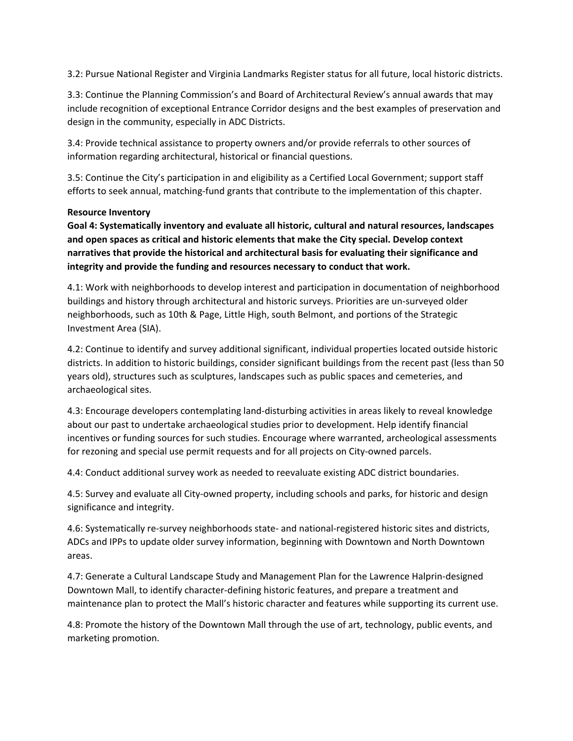3.2: Pursue National Register and Virginia Landmarks Register status for all future, local historic districts.

3.3: Continue the Planning Commission's and Board of Architectural Review's annual awards that may include recognition of exceptional Entrance Corridor designs and the best examples of preservation and design in the community, especially in ADC Districts.

3.4: Provide technical assistance to property owners and/or provide referrals to other sources of information regarding architectural, historical or financial questions.

3.5: Continue the City's participation in and eligibility as a Certified Local Government; support staff efforts to seek annual, matching-fund grants that contribute to the implementation of this chapter.

**Resource Inventory**

**Goal 4: Systematically inventory and evaluate all historic, cultural and natural resources, landscapes and open spaces as critical and historic elements that make the City special. Develop context narratives that provide the historical and architectural basis for evaluating their significance and integrity and provide the funding and resources necessary to conduct that work.**

4.1: Work with neighborhoods to develop interest and participation in documentation of neighborhood buildings and history through architectural and historic surveys. Priorities are un-surveyed older neighborhoods, such as 10th & Page, Little High, south Belmont, and portions of the Strategic Investment Area (SIA).

4.2: Continue to identify and survey additional significant, individual properties located outside historic districts. In addition to historic buildings, consider significant buildings from the recent past (less than 50 years old), structures such as sculptures, landscapes such as public spaces and cemeteries, and archaeological sites.

4.3: Encourage developers contemplating land-disturbing activities in areas likely to reveal knowledge about our past to undertake archaeological studies prior to development. Help identify financial incentives or funding sources for such studies. Encourage where warranted, archeological assessments for rezoning and special use permit requests and for all projects on City-owned parcels.

4.4: Conduct additional survey work as needed to reevaluate existing ADC district boundaries.

4.5: Survey and evaluate all City-owned property, including schools and parks, for historic and design significance and integrity.

4.6: Systematically re-survey neighborhoods state- and national-registered historic sites and districts, ADCs and IPPs to update older survey information, beginning with Downtown and North Downtown areas.

4.7: Generate a Cultural Landscape Study and Management Plan for the Lawrence Halprin-designed Downtown Mall, to identify character-defining historic features, and prepare a treatment and maintenance plan to protect the Mall's historic character and features while supporting its current use.

4.8: Promote the history of the Downtown Mall through the use of art, technology, public events, and marketing promotion.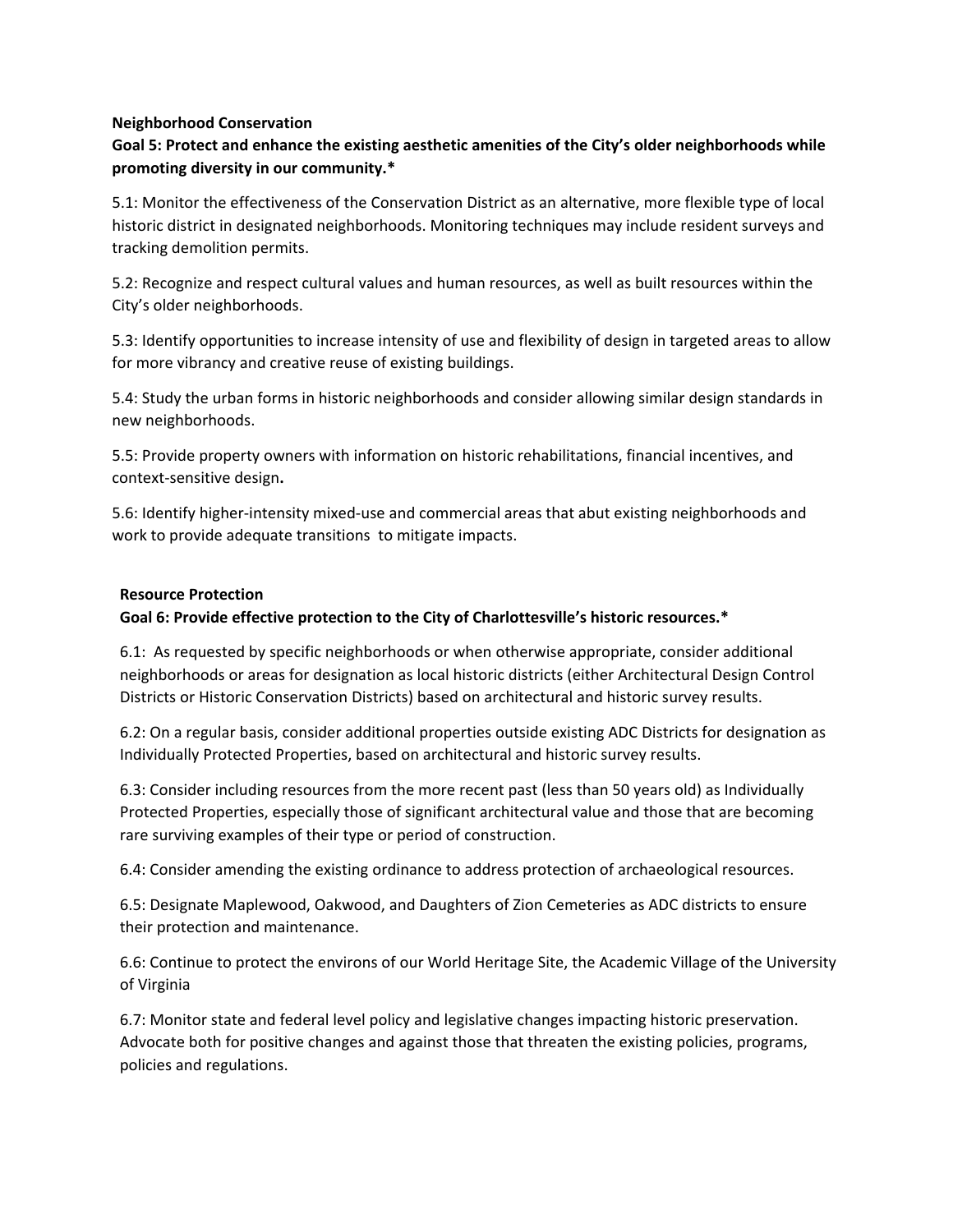**Neighborhood Conservation**

**Goal 5: Protect and enhance the existing aesthetic amenities of the City's older neighborhoods while promoting diversity in our community.***

5.1: Monitor the effectiveness of the Conservation District as an alternative, more flexible type of local historic district in designated neighborhoods. Monitoring techniques may include resident surveys and tracking demolition permits.

5.2: Recognize and respect cultural values and human resources, as well as built resources within the City's older neighborhoods.

5.3: Identify opportunities to increase intensity of use and flexibility of design in targeted areas to allow for more vibrancy and creative reuse of existing buildings.

5.4: Study the urban forms in historic neighborhoods and consider allowing similar design standards in new neighborhoods.

5.5: Provide property owners with information on historic rehabilitations, financial incentives, and context-sensitive design**.**

5.6: Identify higher-intensity mixed-use and commercial areas that abut existing neighborhoods and work to provide adequate transitions to mitigate impacts.

**Resource Protection**

**Goal 6: Provide effective protection to the City of Charlottesville's historic resources.***

6.1: As requested by specific neighborhoods or when otherwise appropriate, consider additional neighborhoods or areas for designation as local historic districts (either Architectural Design Control Districts or Historic Conservation Districts) based on architectural and historic survey results.

6.2: On a regular basis, consider additional properties outside existing ADC Districts for designation as Individually Protected Properties, based on architectural and historic survey results.

6.3: Consider including resources from the more recent past (less than 50 years old) as Individually Protected Properties, especially those of significant architectural value and those that are becoming rare surviving examples of their type or period of construction.

6.4: Consider amending the existing ordinance to address protection of archaeological resources.

6.5: Designate Maplewood, Oakwood, and Daughters of Zion Cemeteries as ADC districts to ensure their protection and maintenance.

6.6: Continue to protect the environs of our World Heritage Site, the Academic Village of the University of Virginia

6.7: Monitor state and federal level policy and legislative changes impacting historic preservation. Advocate both for positive changes and against those that threaten the existing policies, programs, policies and regulations.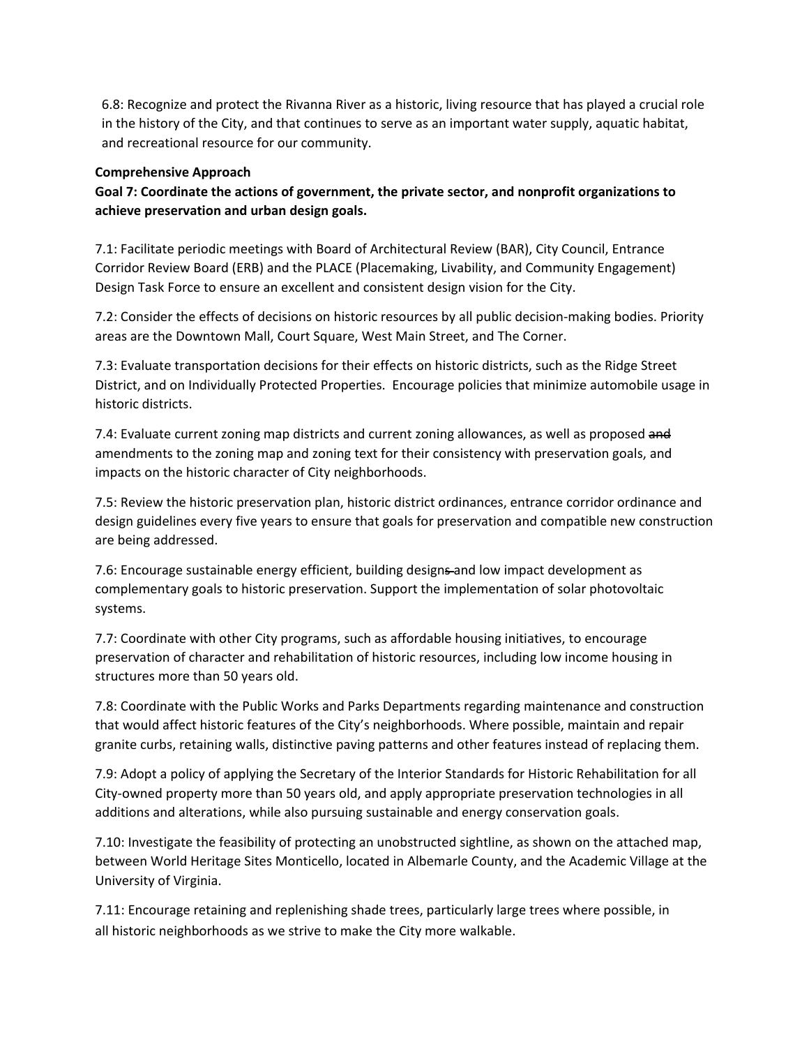6.8: Recognize and protect the Rivanna River as a historic, living resource that has played a crucial role in the history of the City, and that continues to serve as an important water supply, aquatic habitat, and recreational resource for our community.

**Comprehensive Approach**

**Goal 7: Coordinate the actions of government, the private sector, and nonprofit organizations to achieve preservation and urban design goals.**

7.1: Facilitate periodic meetings with Board of Architectural Review (BAR), City Council, Entrance Corridor Review Board (ERB) and the PLACE (Placemaking, Livability, and Community Engagement) Design Task Force to ensure an excellent and consistent design vision for the City.

7.2: Consider the effects of decisions on historic resources by all public decision-making bodies. Priority areas are the Downtown Mall, Court Square, West Main Street, and The Corner.

7.3: Evaluate transportation decisions for their effects on historic districts, such as the Ridge Street District, and on Individually Protected Properties. Encourage policies that minimize automobile usage in historic districts.

7.4: Evaluate current zoning map districts and current zoning allowances, as well as proposed ~~and~~ amendments to the zoning map and zoning text for their consistency with preservation goals, and impacts on the historic character of City neighborhoods.

7.5: Review the historic preservation plan, historic district ordinances, entrance corridor ordinance and design guidelines every five years to ensure that goals for preservation and compatible new construction are being addressed.

7.6: Encourage sustainable energy efficient, building design~~s~~ and low impact development as complementary goals to historic preservation. Support the implementation of solar photovoltaic systems.

7.7: Coordinate with other City programs, such as affordable housing initiatives, to encourage preservation of character and rehabilitation of historic resources, including low income housing in structures more than 50 years old.

7.8: Coordinate with the Public Works and Parks Departments regarding maintenance and construction that would affect historic features of the City's neighborhoods. Where possible, maintain and repair granite curbs, retaining walls, distinctive paving patterns and other features instead of replacing them.

7.9: Adopt a policy of applying the Secretary of the Interior Standards for Historic Rehabilitation for all City-owned property more than 50 years old, and apply appropriate preservation technologies in all additions and alterations, while also pursuing sustainable and energy conservation goals.

7.10: Investigate the feasibility of protecting an unobstructed sightline, as shown on the attached map, between World Heritage Sites Monticello, located in Albemarle County, and the Academic Village at the University of Virginia.

7.11: Encourage retaining and replenishing shade trees, particularly large trees where possible, in all historic neighborhoods as we strive to make the City more walkable.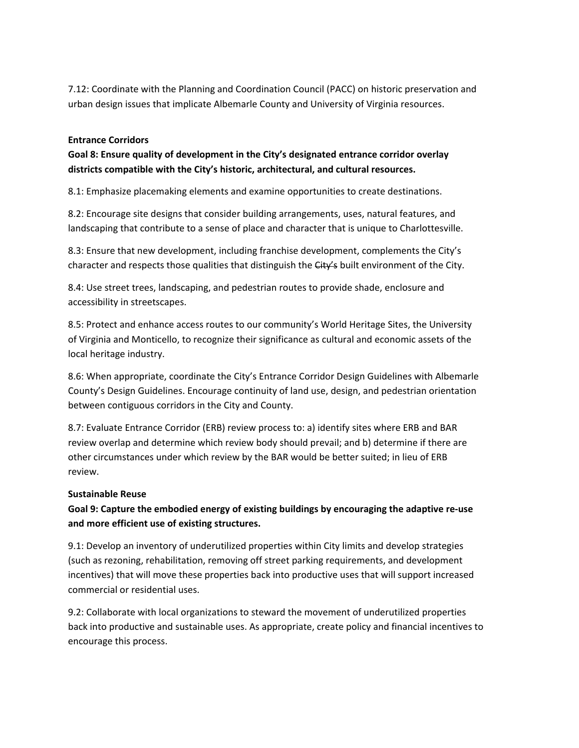7.12: Coordinate with the Planning and Coordination Council (PACC) on historic preservation and urban design issues that implicate Albemarle County and University of Virginia resources.

**Entrance Corridors**

**Goal 8: Ensure quality of development in the City's designated entrance corridor overlay districts compatible with the City's historic, architectural, and cultural resources.**

8.1: Emphasize placemaking elements and examine opportunities to create destinations.

8.2: Encourage site designs that consider building arrangements, uses, natural features, and landscaping that contribute to a sense of place and character that is unique to Charlottesville.

8.3: Ensure that new development, including franchise development, complements the City's character and respects those qualities that distinguish the ~~City's~~ built environment of the City.

8.4: Use street trees, landscaping, and pedestrian routes to provide shade, enclosure and accessibility in streetscapes.

8.5: Protect and enhance access routes to our community's World Heritage Sites, the University of Virginia and Monticello, to recognize their significance as cultural and economic assets of the local heritage industry.

8.6: When appropriate, coordinate the City's Entrance Corridor Design Guidelines with Albemarle County's Design Guidelines. Encourage continuity of land use, design, and pedestrian orientation between contiguous corridors in the City and County.

8.7: Evaluate Entrance Corridor (ERB) review process to: a) identify sites where ERB and BAR review overlap and determine which review body should prevail; and b) determine if there are other circumstances under which review by the BAR would be better suited; in lieu of ERB review.

**Sustainable Reuse**

**Goal 9: Capture the embodied energy of existing buildings by encouraging the adaptive re-use and more efficient use of existing structures.**

9.1: Develop an inventory of underutilized properties within City limits and develop strategies (such as rezoning, rehabilitation, removing off street parking requirements, and development incentives) that will move these properties back into productive uses that will support increased commercial or residential uses.

9.2: Collaborate with local organizations to steward the movement of underutilized properties back into productive and sustainable uses. As appropriate, create policy and financial incentives to encourage this process.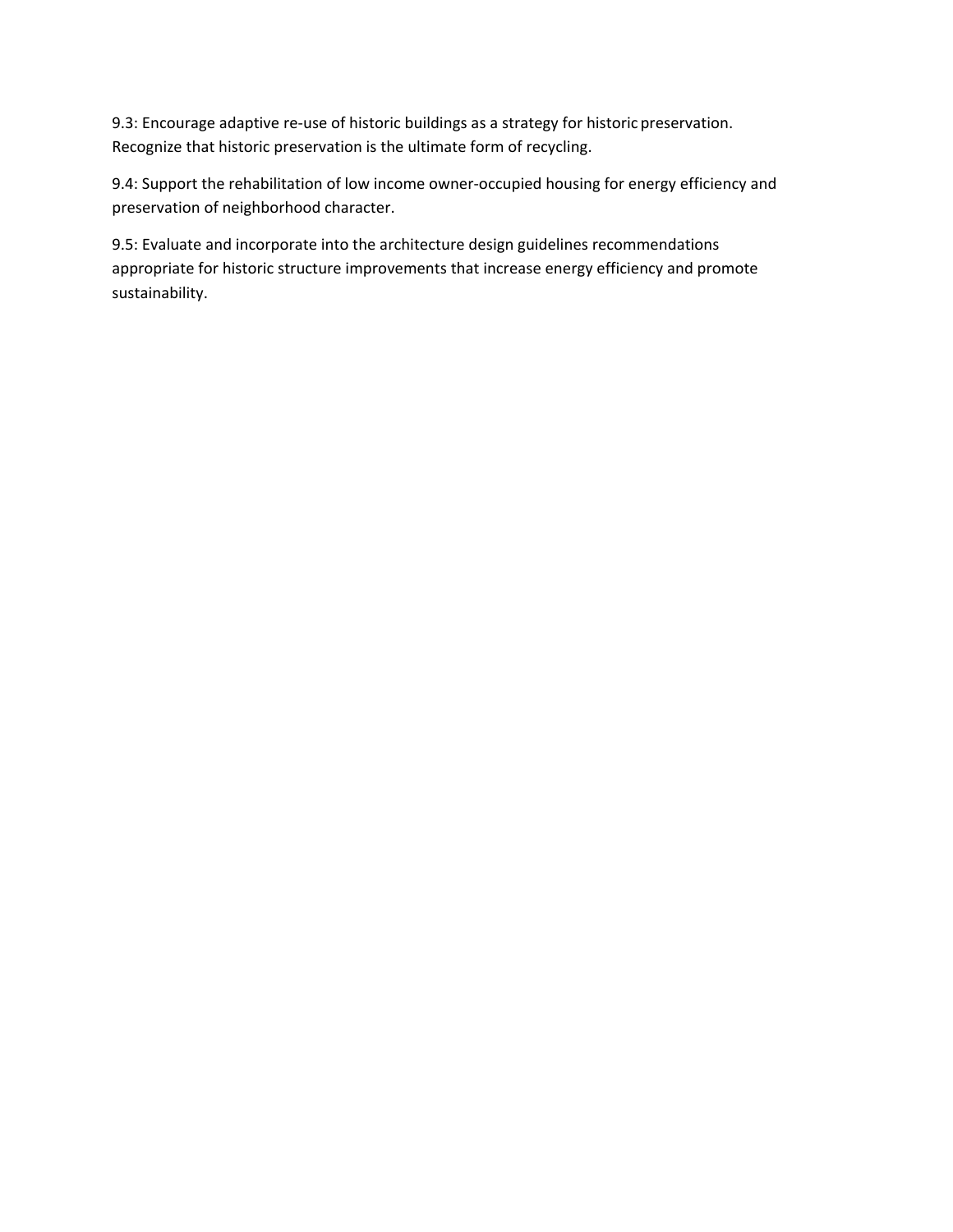9.3: Encourage adaptive re-use of historic buildings as a strategy for historic preservation. Recognize that historic preservation is the ultimate form of recycling.

9.4: Support the rehabilitation of low income owner-occupied housing for energy efficiency and preservation of neighborhood character.

9.5: Evaluate and incorporate into the architecture design guidelines recommendations appropriate for historic structure improvements that increase energy efficiency and promote sustainability.